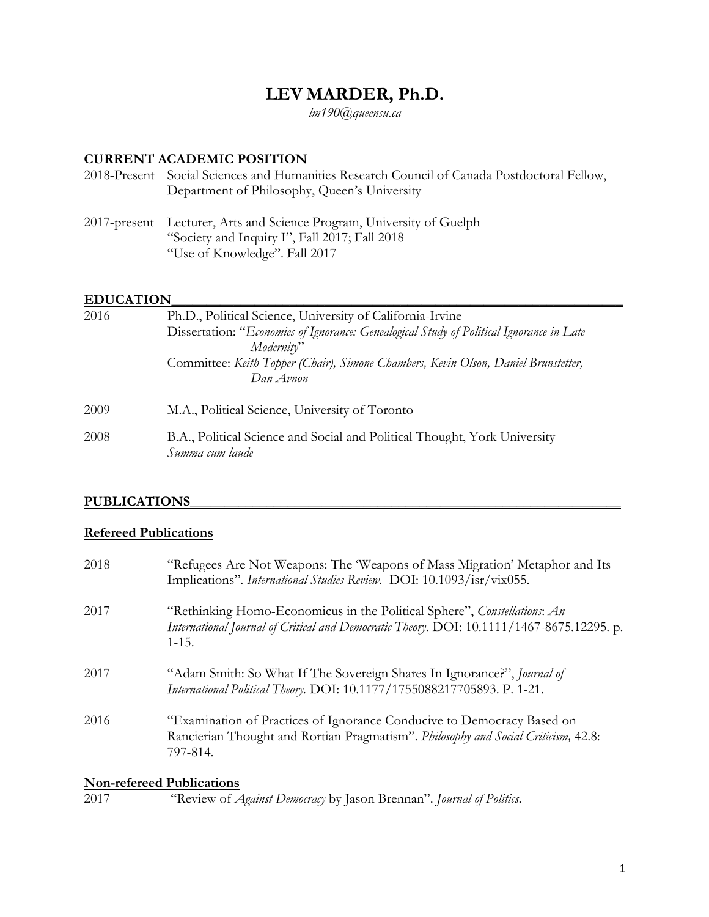# LEV MARDER, Ph.D.

*lm190@queensu.ca*

## CURRENT ACADEMIC POSITION

2018-Present Social Sciences and Humanities Research Council of Canada Postdoctoral Fellow, Department of Philosophy, Queen's University

2017-present Lecturer, Arts and Science Program, University of Guelph
"Society and Inquiry I", Fall 2017; Fall 2018
"Use of Knowledge". Fall 2017

## EDUCATION

2016 Ph.D., Political Science, University of California-Irvine
Dissertation: "*Economies of Ignorance: Genealogical Study of Political Ignorance in Late Modernity*"
Committee: *Keith Topper (Chair), Simone Chambers, Kevin Olson, Daniel Brunstetter, Dan Avnon*

2009 M.A., Political Science, University of Toronto

2008 B.A., Political Science and Social and Political Thought, York University
*Summa cum laude*

## PUBLICATIONS

### Refereed Publications

2018 "Refugees Are Not Weapons: The 'Weapons of Mass Migration' Metaphor and Its Implications". *International Studies Review.* DOI: 10.1093/isr/vix055.

2017 "Rethinking Homo-Economicus in the Political Sphere", *Constellations*: *An International Journal of Critical and Democratic Theory*. DOI: 10.1111/1467-8675.12295. p. 1-15.

2017 "Adam Smith: So What If The Sovereign Shares In Ignorance?", *Journal of International Political Theory*. DOI: 10.1177/1755088217705893. P. 1-21.

2016 "Examination of Practices of Ignorance Conducive to Democracy Based on Rancierian Thought and Rortian Pragmatism". *Philosophy and Social Criticism,* 42.8: 797-814.

### Non-refereed Publications

2017 "Review of *Against Democracy* by Jason Brennan". *Journal of Politics*.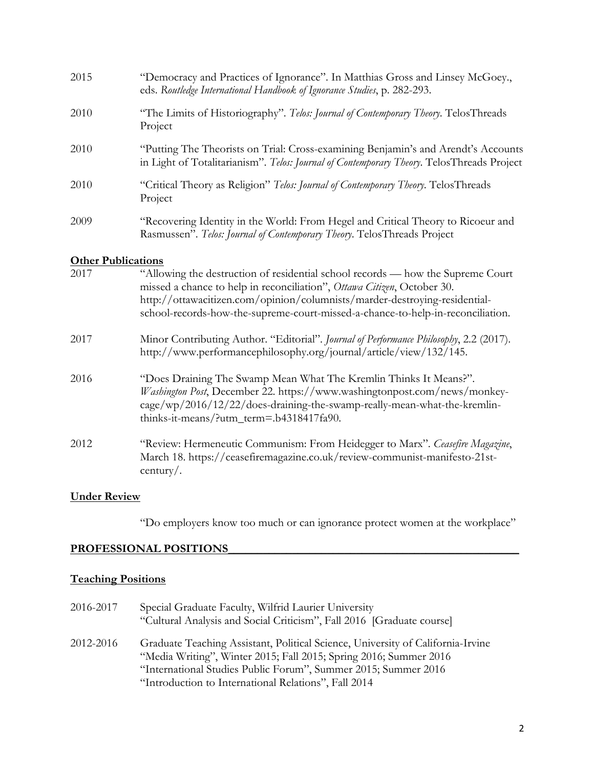2015 "Democracy and Practices of Ignorance". In Matthias Gross and Linsey McGoey., eds. *Routledge International Handbook of Ignorance Studies*, p. 282-293.

2010 "The Limits of Historiography". *Telos: Journal of Contemporary Theory*. TelosThreads Project

2010 "Putting The Theorists on Trial: Cross-examining Benjamin's and Arendt's Accounts in Light of Totalitarianism". *Telos: Journal of Contemporary Theory*. TelosThreads Project

2010 "Critical Theory as Religion" *Telos: Journal of Contemporary Theory*. TelosThreads Project

2009 "Recovering Identity in the World: From Hegel and Critical Theory to Ricoeur and Rasmussen". *Telos: Journal of Contemporary Theory*. TelosThreads Project

### Other Publications

2017 "Allowing the destruction of residential school records — how the Supreme Court missed a chance to help in reconciliation", *Ottawa Citizen*, October 30. http://ottawacitizen.com/opinion/columnists/marder-destroying-residential-school-records-how-the-supreme-court-missed-a-chance-to-help-in-reconciliation.

2017 Minor Contributing Author. "Editorial". *Journal of Performance Philosophy*, 2.2 (2017). http://www.performancephilosophy.org/journal/article/view/132/145.

2016 "Does Draining The Swamp Mean What The Kremlin Thinks It Means?". *Washington Post*, December 22. https://www.washingtonpost.com/news/monkey-cage/wp/2016/12/22/does-draining-the-swamp-really-mean-what-the-kremlin-thinks-it-means/?utm_term=.b4318417fa90.

2012 "Review: Hermeneutic Communism: From Heidegger to Marx". *Ceasefire Magazine*, March 18. https://ceasefiremagazine.co.uk/review-communist-manifesto-21st-century/.

### Under Review

"Do employers know too much or can ignorance protect women at the workplace"

## PROFESSIONAL POSITIONS

### Teaching Positions

2016-2017 Special Graduate Faculty, Wilfrid Laurier University
"Cultural Analysis and Social Criticism", Fall 2016 [Graduate course]

2012-2016 Graduate Teaching Assistant, Political Science, University of California-Irvine
"Media Writing", Winter 2015; Fall 2015; Spring 2016; Summer 2016
"International Studies Public Forum", Summer 2015; Summer 2016
"Introduction to International Relations", Fall 2014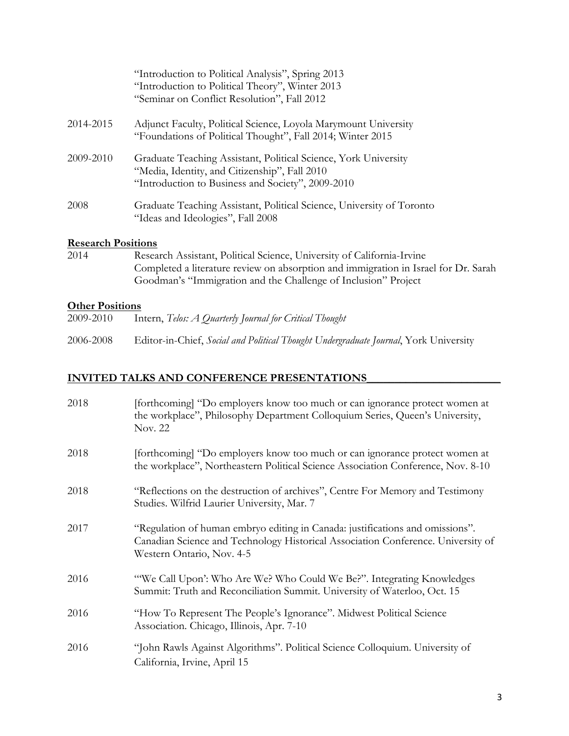"Introduction to Political Analysis", Spring 2013
"Introduction to Political Theory", Winter 2013
"Seminar on Conflict Resolution", Fall 2012

2014-2015 Adjunct Faculty, Political Science, Loyola Marymount University
"Foundations of Political Thought", Fall 2014; Winter 2015

2009-2010 Graduate Teaching Assistant, Political Science, York University
"Media, Identity, and Citizenship", Fall 2010
"Introduction to Business and Society", 2009-2010

2008 Graduate Teaching Assistant, Political Science, University of Toronto
"Ideas and Ideologies", Fall 2008

**Research Positions**

2014 Research Assistant, Political Science, University of California-Irvine
Completed a literature review on absorption and immigration in Israel for Dr. Sarah Goodman's "Immigration and the Challenge of Inclusion" Project

**Other Positions**

2009-2010 Intern, *Telos: A Quarterly Journal for Critical Thought*

2006-2008 Editor-in-Chief, *Social and Political Thought Undergraduate Journal*, York University

## INVITED TALKS AND CONFERENCE PRESENTATIONS

2018 [forthcoming] "Do employers know too much or can ignorance protect women at the workplace", Philosophy Department Colloquium Series, Queen's University, Nov. 22

2018 [forthcoming] "Do employers know too much or can ignorance protect women at the workplace", Northeastern Political Science Association Conference, Nov. 8-10

2018 "Reflections on the destruction of archives", Centre For Memory and Testimony Studies. Wilfrid Laurier University, Mar. 7

2017 "Regulation of human embryo editing in Canada: justifications and omissions". Canadian Science and Technology Historical Association Conference. University of Western Ontario, Nov. 4-5

2016 "'We Call Upon': Who Are We? Who Could We Be?". Integrating Knowledges Summit: Truth and Reconciliation Summit. University of Waterloo, Oct. 15

2016 "How To Represent The People's Ignorance". Midwest Political Science Association. Chicago, Illinois, Apr. 7-10

2016 "John Rawls Against Algorithms". Political Science Colloquium. University of California, Irvine, April 15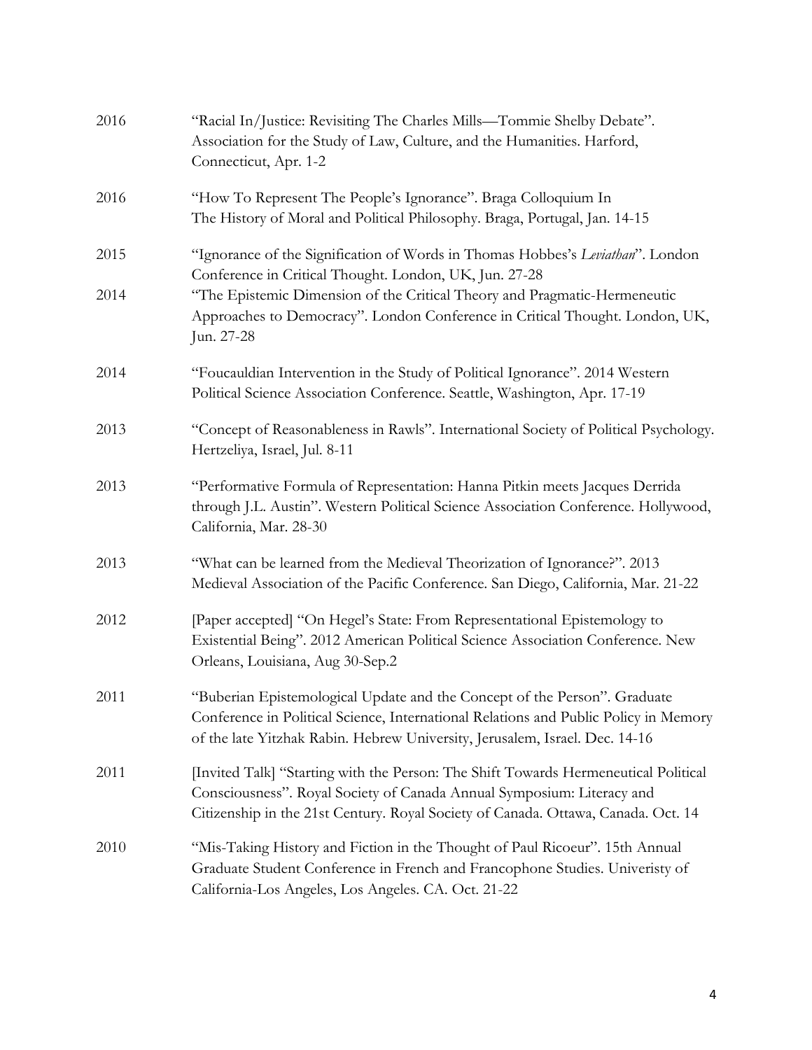2016 "Racial In/Justice: Revisiting The Charles Mills—Tommie Shelby Debate". Association for the Study of Law, Culture, and the Humanities. Harford, Connecticut, Apr. 1-2

2016 "How To Represent The People's Ignorance". Braga Colloquium In The History of Moral and Political Philosophy. Braga, Portugal, Jan. 14-15

2015 "Ignorance of the Signification of Words in Thomas Hobbes's *Leviathan*". London Conference in Critical Thought. London, UK, Jun. 27-28

2014 "The Epistemic Dimension of the Critical Theory and Pragmatic-Hermeneutic Approaches to Democracy". London Conference in Critical Thought. London, UK, Jun. 27-28

2014 "Foucauldian Intervention in the Study of Political Ignorance". 2014 Western Political Science Association Conference. Seattle, Washington, Apr. 17-19

2013 "Concept of Reasonableness in Rawls". International Society of Political Psychology. Hertzeliya, Israel, Jul. 8-11

2013 "Performative Formula of Representation: Hanna Pitkin meets Jacques Derrida through J.L. Austin". Western Political Science Association Conference. Hollywood, California, Mar. 28-30

2013 "What can be learned from the Medieval Theorization of Ignorance?". 2013 Medieval Association of the Pacific Conference. San Diego, California, Mar. 21-22

2012 [Paper accepted] "On Hegel's State: From Representational Epistemology to Existential Being". 2012 American Political Science Association Conference. New Orleans, Louisiana, Aug 30-Sep.2

2011 "Buberian Epistemological Update and the Concept of the Person". Graduate Conference in Political Science, International Relations and Public Policy in Memory of the late Yitzhak Rabin. Hebrew University, Jerusalem, Israel. Dec. 14-16

2011 [Invited Talk] "Starting with the Person: The Shift Towards Hermeneutical Political Consciousness". Royal Society of Canada Annual Symposium: Literacy and Citizenship in the 21st Century. Royal Society of Canada. Ottawa, Canada. Oct. 14

2010 "Mis-Taking History and Fiction in the Thought of Paul Ricoeur". 15th Annual Graduate Student Conference in French and Francophone Studies. Univeristy of California-Los Angeles, Los Angeles. CA. Oct. 21-22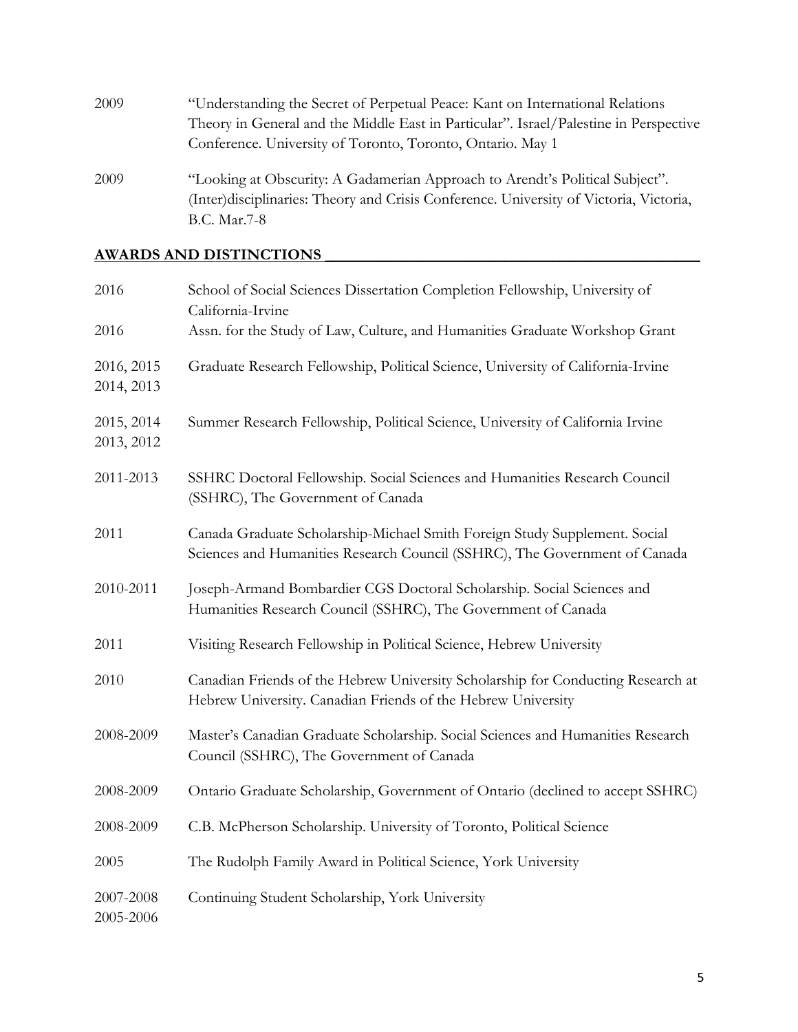2009 "Understanding the Secret of Perpetual Peace: Kant on International Relations Theory in General and the Middle East in Particular". Israel/Palestine in Perspective Conference. University of Toronto, Toronto, Ontario. May 1

2009 "Looking at Obscurity: A Gadamerian Approach to Arendt's Political Subject". (Inter)disciplinaries: Theory and Crisis Conference. University of Victoria, Victoria, B.C. Mar.7-8

## AWARDS AND DISTINCTIONS

| | |
|---|---|
| 2016 | School of Social Sciences Dissertation Completion Fellowship, University of California-Irvine |
| 2016 | Assn. for the Study of Law, Culture, and Humanities Graduate Workshop Grant |
| 2016, 2015 2014, 2013 | Graduate Research Fellowship, Political Science, University of California-Irvine |
| 2015, 2014 2013, 2012 | Summer Research Fellowship, Political Science, University of California Irvine |
| 2011-2013 | SSHRC Doctoral Fellowship. Social Sciences and Humanities Research Council (SSHRC), The Government of Canada |
| 2011 | Canada Graduate Scholarship-Michael Smith Foreign Study Supplement. Social Sciences and Humanities Research Council (SSHRC), The Government of Canada |
| 2010-2011 | Joseph-Armand Bombardier CGS Doctoral Scholarship. Social Sciences and Humanities Research Council (SSHRC), The Government of Canada |
| 2011 | Visiting Research Fellowship in Political Science, Hebrew University |
| 2010 | Canadian Friends of the Hebrew University Scholarship for Conducting Research at Hebrew University. Canadian Friends of the Hebrew University |
| 2008-2009 | Master's Canadian Graduate Scholarship. Social Sciences and Humanities Research Council (SSHRC), The Government of Canada |
| 2008-2009 | Ontario Graduate Scholarship, Government of Ontario (declined to accept SSHRC) |
| 2008-2009 | C.B. McPherson Scholarship. University of Toronto, Political Science |
| 2005 | The Rudolph Family Award in Political Science, York University |
| 2007-2008 2005-2006 | Continuing Student Scholarship, York University |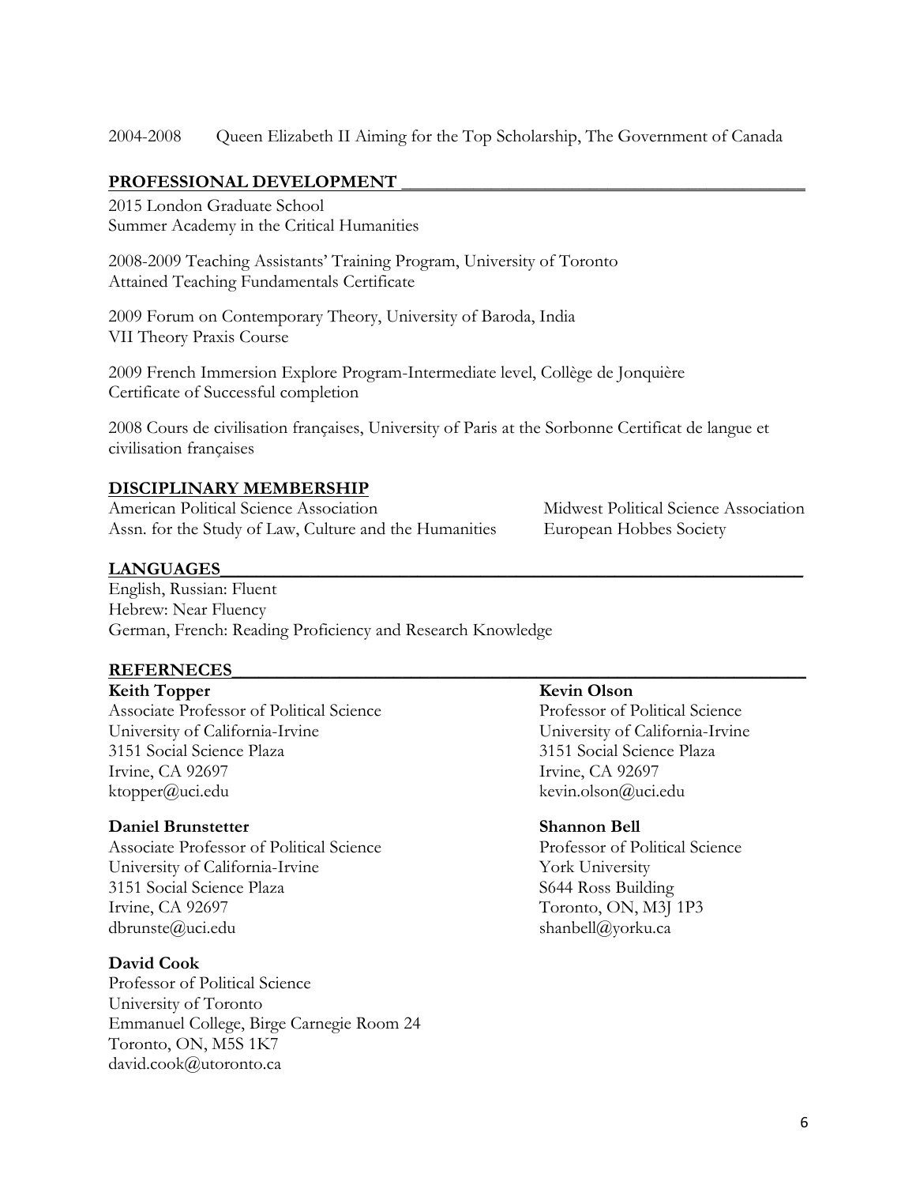2004-2008 Queen Elizabeth II Aiming for the Top Scholarship, The Government of Canada

## PROFESSIONAL DEVELOPMENT

2015 London Graduate School
Summer Academy in the Critical Humanities

2008-2009 Teaching Assistants' Training Program, University of Toronto
Attained Teaching Fundamentals Certificate

2009 Forum on Contemporary Theory, University of Baroda, India
VII Theory Praxis Course

2009 French Immersion Explore Program-Intermediate level, Collège de Jonquière
Certificate of Successful completion

2008 Cours de civilisation françaises, University of Paris at the Sorbonne Certificat de langue et civilisation françaises

## DISCIPLINARY MEMBERSHIP

American Political Science Association
Assn. for the Study of Law, Culture and the Humanities
Midwest Political Science Association
European Hobbes Society

## LANGUAGES

English, Russian: Fluent
Hebrew: Near Fluency
German, French: Reading Proficiency and Research Knowledge

## REFERNECES

**Keith Topper**
Associate Professor of Political Science
University of California-Irvine
3151 Social Science Plaza
Irvine, CA 92697
ktopper@uci.edu

**Kevin Olson**
Professor of Political Science
University of California-Irvine
3151 Social Science Plaza
Irvine, CA 92697
kevin.olson@uci.edu

**Daniel Brunstetter**
Associate Professor of Political Science
University of California-Irvine
3151 Social Science Plaza
Irvine, CA 92697
dbrunste@uci.edu

**Shannon Bell**
Professor of Political Science
York University
S644 Ross Building
Toronto, ON, M3J 1P3
shanbell@yorku.ca

**David Cook**
Professor of Political Science
University of Toronto
Emmanuel College, Birge Carnegie Room 24
Toronto, ON, M5S 1K7
david.cook@utoronto.ca